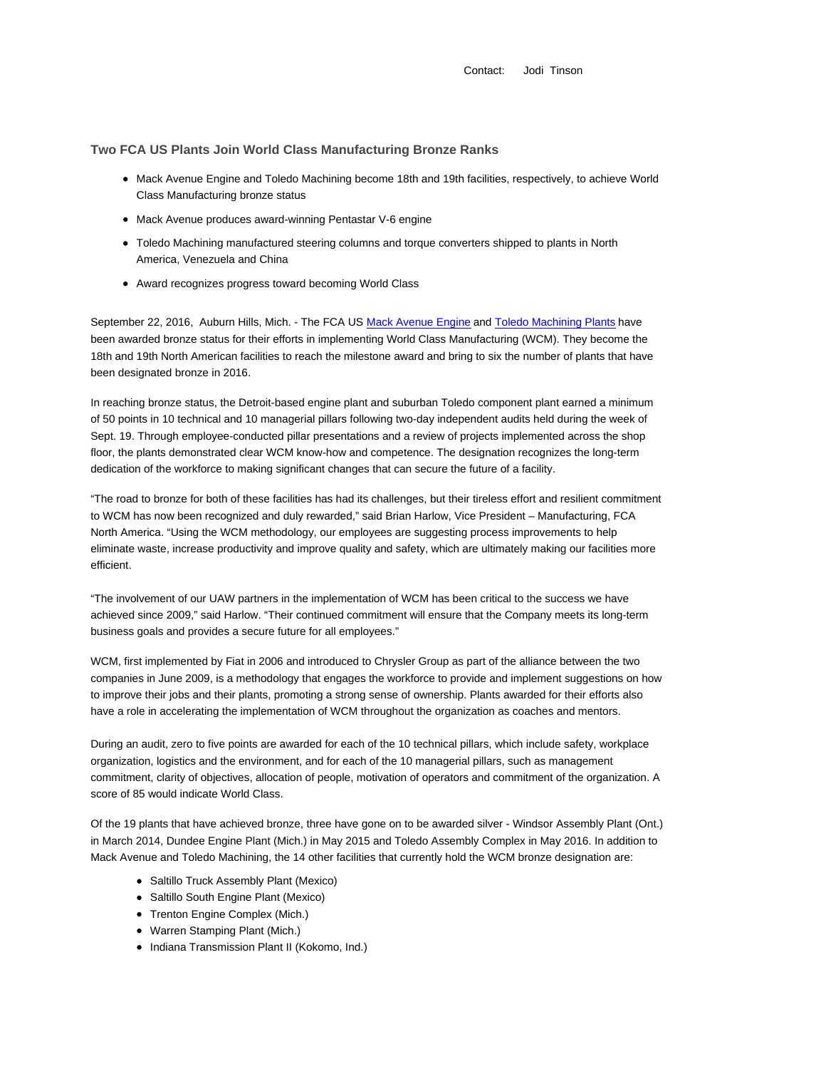Contact: Jodi Tinson

## Two FCA US Plants Join World Class Manufacturing Bronze Ranks

- Mack Avenue Engine and Toledo Machining become 18th and 19th facilities, respectively, to achieve World Class Manufacturing bronze status
- Mack Avenue produces award-winning Pentastar V-6 engine
- Toledo Machining manufactured steering columns and torque converters shipped to plants in North America, Venezuela and China
- Award recognizes progress toward becoming World Class

September 22, 2016, Auburn Hills, Mich. - The FCA US Mack Avenue Engine and Toledo Machining Plants have been awarded bronze status for their efforts in implementing World Class Manufacturing (WCM). They become the 18th and 19th North American facilities to reach the milestone award and bring to six the number of plants that have been designated bronze in 2016.

In reaching bronze status, the Detroit-based engine plant and suburban Toledo component plant earned a minimum of 50 points in 10 technical and 10 managerial pillars following two-day independent audits held during the week of Sept. 19. Through employee-conducted pillar presentations and a review of projects implemented across the shop floor, the plants demonstrated clear WCM know-how and competence. The designation recognizes the long-term dedication of the workforce to making significant changes that can secure the future of a facility.

"The road to bronze for both of these facilities has had its challenges, but their tireless effort and resilient commitment to WCM has now been recognized and duly rewarded," said Brian Harlow, Vice President – Manufacturing, FCA North America. "Using the WCM methodology, our employees are suggesting process improvements to help eliminate waste, increase productivity and improve quality and safety, which are ultimately making our facilities more efficient.

"The involvement of our UAW partners in the implementation of WCM has been critical to the success we have achieved since 2009," said Harlow. "Their continued commitment will ensure that the Company meets its long-term business goals and provides a secure future for all employees."

WCM, first implemented by Fiat in 2006 and introduced to Chrysler Group as part of the alliance between the two companies in June 2009, is a methodology that engages the workforce to provide and implement suggestions on how to improve their jobs and their plants, promoting a strong sense of ownership. Plants awarded for their efforts also have a role in accelerating the implementation of WCM throughout the organization as coaches and mentors.

During an audit, zero to five points are awarded for each of the 10 technical pillars, which include safety, workplace organization, logistics and the environment, and for each of the 10 managerial pillars, such as management commitment, clarity of objectives, allocation of people, motivation of operators and commitment of the organization. A score of 85 would indicate World Class.

Of the 19 plants that have achieved bronze, three have gone on to be awarded silver - Windsor Assembly Plant (Ont.) in March 2014, Dundee Engine Plant (Mich.) in May 2015 and Toledo Assembly Complex in May 2016. In addition to Mack Avenue and Toledo Machining, the 14 other facilities that currently hold the WCM bronze designation are:

- Saltillo Truck Assembly Plant (Mexico)
- Saltillo South Engine Plant (Mexico)
- Trenton Engine Complex (Mich.)
- Warren Stamping Plant (Mich.)
- Indiana Transmission Plant II (Kokomo, Ind.)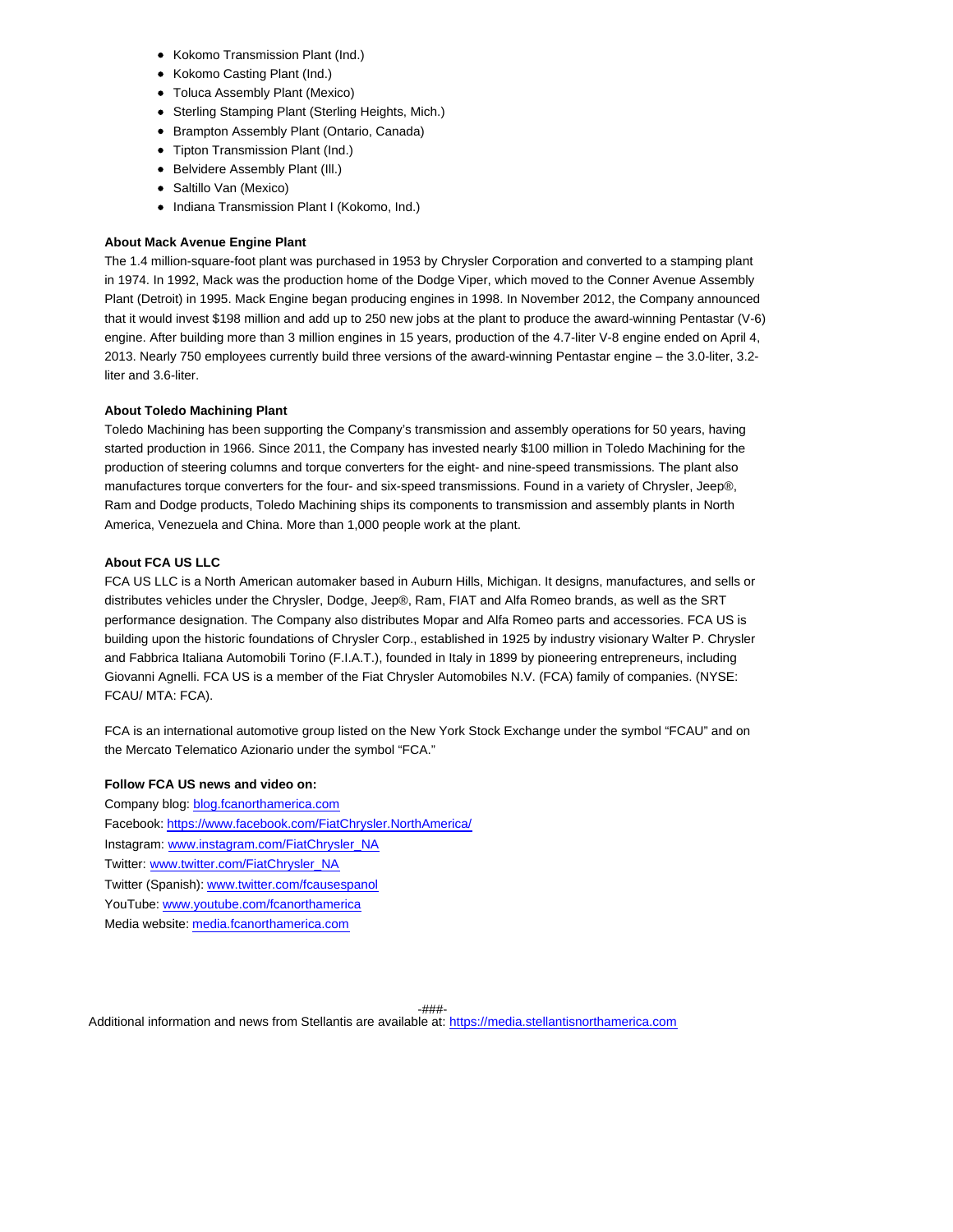- Kokomo Transmission Plant (Ind.)
- Kokomo Casting Plant (Ind.)
- Toluca Assembly Plant (Mexico)
- Sterling Stamping Plant (Sterling Heights, Mich.)
- Brampton Assembly Plant (Ontario, Canada)
- Tipton Transmission Plant (Ind.)
- Belvidere Assembly Plant (Ill.)
- Saltillo Van (Mexico)
- Indiana Transmission Plant I (Kokomo, Ind.)

**About Mack Avenue Engine Plant**

The 1.4 million-square-foot plant was purchased in 1953 by Chrysler Corporation and converted to a stamping plant in 1974. In 1992, Mack was the production home of the Dodge Viper, which moved to the Conner Avenue Assembly Plant (Detroit) in 1995. Mack Engine began producing engines in 1998. In November 2012, the Company announced that it would invest $198 million and add up to 250 new jobs at the plant to produce the award-winning Pentastar (V-6) engine. After building more than 3 million engines in 15 years, production of the 4.7-liter V-8 engine ended on April 4, 2013. Nearly 750 employees currently build three versions of the award-winning Pentastar engine – the 3.0-liter, 3.2-liter and 3.6-liter.

**About Toledo Machining Plant**

Toledo Machining has been supporting the Company's transmission and assembly operations for 50 years, having started production in 1966. Since 2011, the Company has invested nearly $100 million in Toledo Machining for the production of steering columns and torque converters for the eight- and nine-speed transmissions. The plant also manufactures torque converters for the four- and six-speed transmissions. Found in a variety of Chrysler, Jeep®, Ram and Dodge products, Toledo Machining ships its components to transmission and assembly plants in North America, Venezuela and China. More than 1,000 people work at the plant.

**About FCA US LLC**

FCA US LLC is a North American automaker based in Auburn Hills, Michigan. It designs, manufactures, and sells or distributes vehicles under the Chrysler, Dodge, Jeep®, Ram, FIAT and Alfa Romeo brands, as well as the SRT performance designation. The Company also distributes Mopar and Alfa Romeo parts and accessories. FCA US is building upon the historic foundations of Chrysler Corp., established in 1925 by industry visionary Walter P. Chrysler and Fabbrica Italiana Automobili Torino (F.I.A.T.), founded in Italy in 1899 by pioneering entrepreneurs, including Giovanni Agnelli. FCA US is a member of the Fiat Chrysler Automobiles N.V. (FCA) family of companies. (NYSE: FCAU/ MTA: FCA).

FCA is an international automotive group listed on the New York Stock Exchange under the symbol "FCAU" and on the Mercato Telematico Azionario under the symbol "FCA."

**Follow FCA US news and video on:**

Company blog: blog.fcanorthamerica.com
Facebook: https://www.facebook.com/FiatChrysler.NorthAmerica/
Instagram: www.instagram.com/FiatChrysler_NA
Twitter: www.twitter.com/FiatChrysler_NA
Twitter (Spanish): www.twitter.com/fcausespanol
YouTube: www.youtube.com/fcanorthamerica
Media website: media.fcanorthamerica.com

-###-

Additional information and news from Stellantis are available at: https://media.stellantisnorthamerica.com